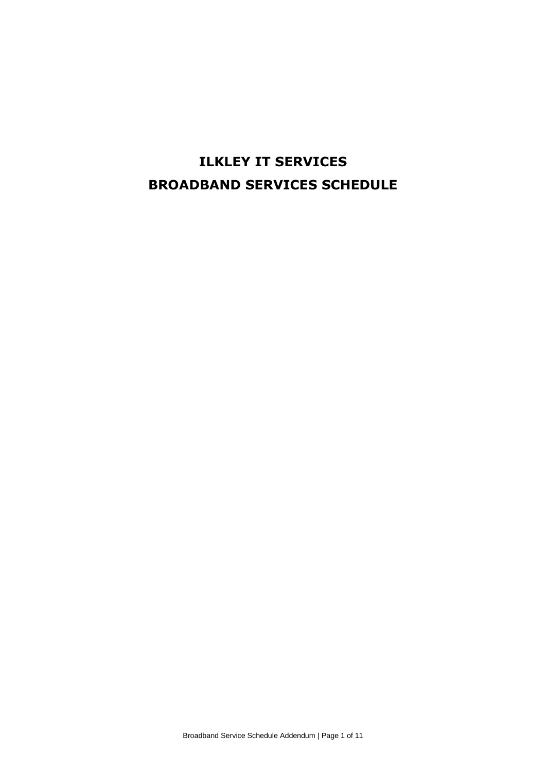# ILKLEY IT SERVICES

# BROADBAND SERVICES SCHEDULE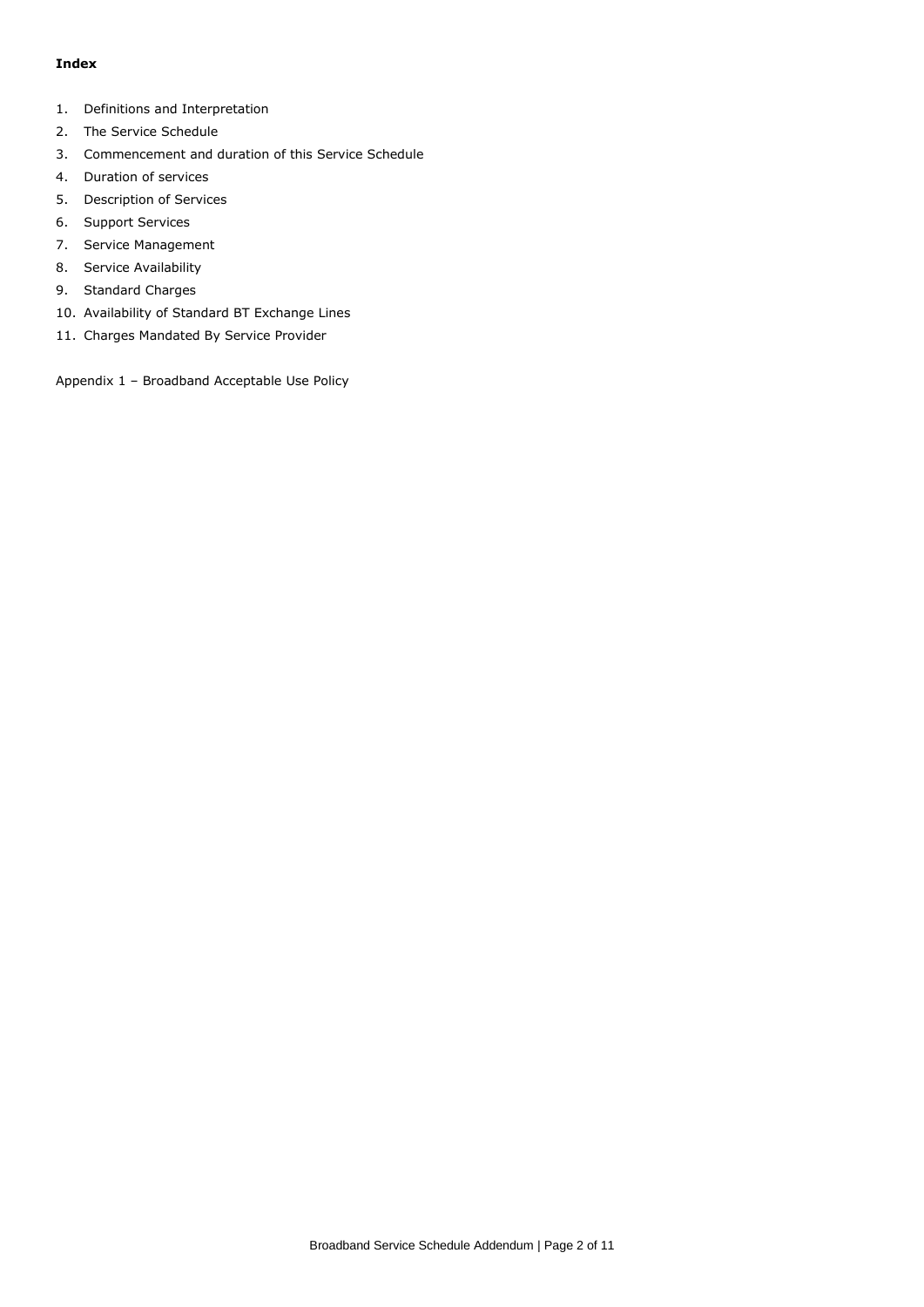**Index**

1. Definitions and Interpretation
2. The Service Schedule
3. Commencement and duration of this Service Schedule
4. Duration of services
5. Description of Services
6. Support Services
7. Service Management
8. Service Availability
9. Standard Charges
10. Availability of Standard BT Exchange Lines
11. Charges Mandated By Service Provider

Appendix 1 – Broadband Acceptable Use Policy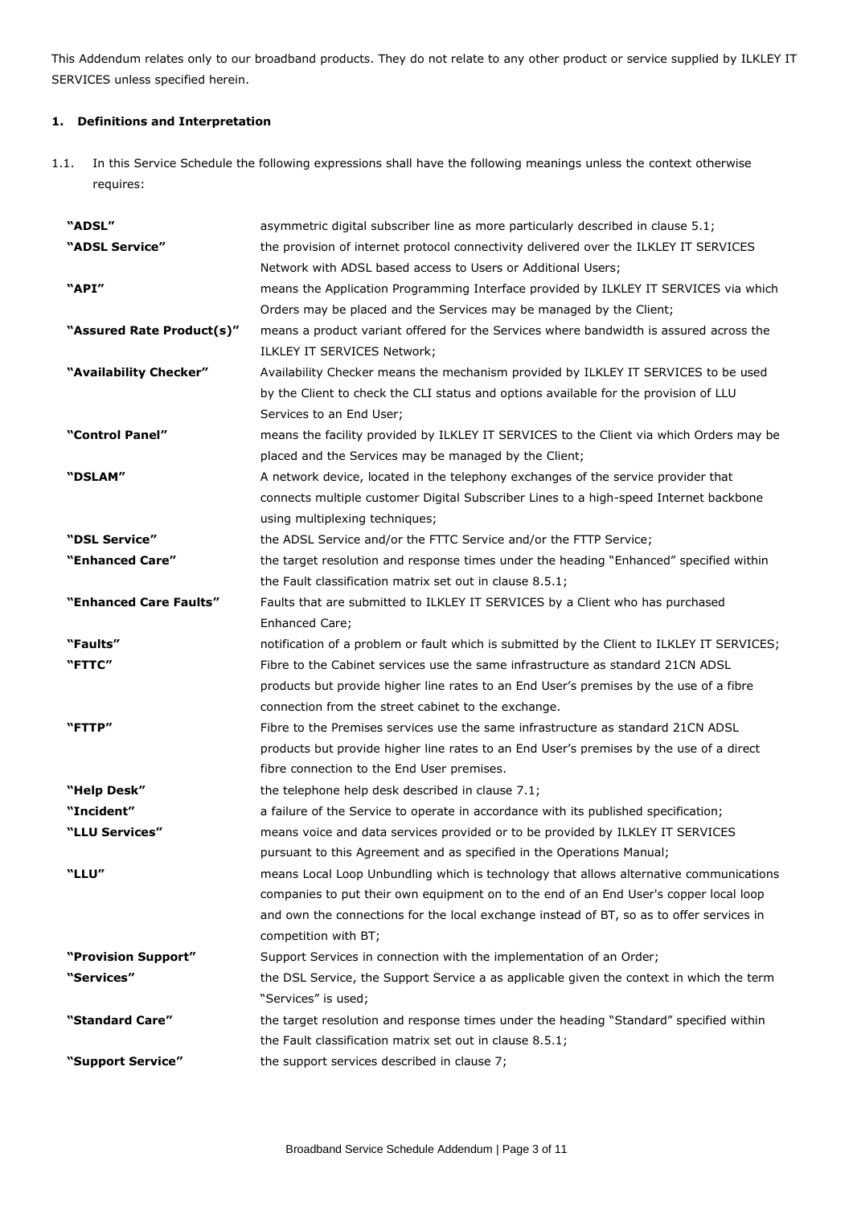This Addendum relates only to our broadband products. They do not relate to any other product or service supplied by ILKLEY IT SERVICES unless specified herein.

**1. Definitions and Interpretation**

1.1. In this Service Schedule the following expressions shall have the following meanings unless the context otherwise requires:

| | |
|---|---|
| **"ADSL"** | asymmetric digital subscriber line as more particularly described in clause 5.1; |
| **"ADSL Service"** | the provision of internet protocol connectivity delivered over the ILKLEY IT SERVICES Network with ADSL based access to Users or Additional Users; |
| **"API"** | means the Application Programming Interface provided by ILKLEY IT SERVICES via which Orders may be placed and the Services may be managed by the Client; |
| **"Assured Rate Product(s)"** | means a product variant offered for the Services where bandwidth is assured across the ILKLEY IT SERVICES Network; |
| **"Availability Checker"** | Availability Checker means the mechanism provided by ILKLEY IT SERVICES to be used by the Client to check the CLI status and options available for the provision of LLU Services to an End User; |
| **"Control Panel"** | means the facility provided by ILKLEY IT SERVICES to the Client via which Orders may be placed and the Services may be managed by the Client; |
| **"DSLAM"** | A network device, located in the telephony exchanges of the service provider that connects multiple customer Digital Subscriber Lines to a high-speed Internet backbone using multiplexing techniques; |
| **"DSL Service"** | the ADSL Service and/or the FTTC Service and/or the FTTP Service; |
| **"Enhanced Care"** | the target resolution and response times under the heading "Enhanced" specified within the Fault classification matrix set out in clause 8.5.1; |
| **"Enhanced Care Faults"** | Faults that are submitted to ILKLEY IT SERVICES by a Client who has purchased Enhanced Care; |
| **"Faults"** | notification of a problem or fault which is submitted by the Client to ILKLEY IT SERVICES; |
| **"FTTC"** | Fibre to the Cabinet services use the same infrastructure as standard 21CN ADSL products but provide higher line rates to an End User's premises by the use of a fibre connection from the street cabinet to the exchange. |
| **"FTTP"** | Fibre to the Premises services use the same infrastructure as standard 21CN ADSL products but provide higher line rates to an End User's premises by the use of a direct fibre connection to the End User premises. |
| **"Help Desk"** | the telephone help desk described in clause 7.1; |
| **"Incident"** | a failure of the Service to operate in accordance with its published specification; |
| **"LLU Services"** | means voice and data services provided or to be provided by ILKLEY IT SERVICES pursuant to this Agreement and as specified in the Operations Manual; |
| **"LLU"** | means Local Loop Unbundling which is technology that allows alternative communications companies to put their own equipment on to the end of an End User's copper local loop and own the connections for the local exchange instead of BT, so as to offer services in competition with BT; |
| **"Provision Support"** | Support Services in connection with the implementation of an Order; |
| **"Services"** | the DSL Service, the Support Service a as applicable given the context in which the term "Services" is used; |
| **"Standard Care"** | the target resolution and response times under the heading "Standard" specified within the Fault classification matrix set out in clause 8.5.1; |
| **"Support Service"** | the support services described in clause 7; |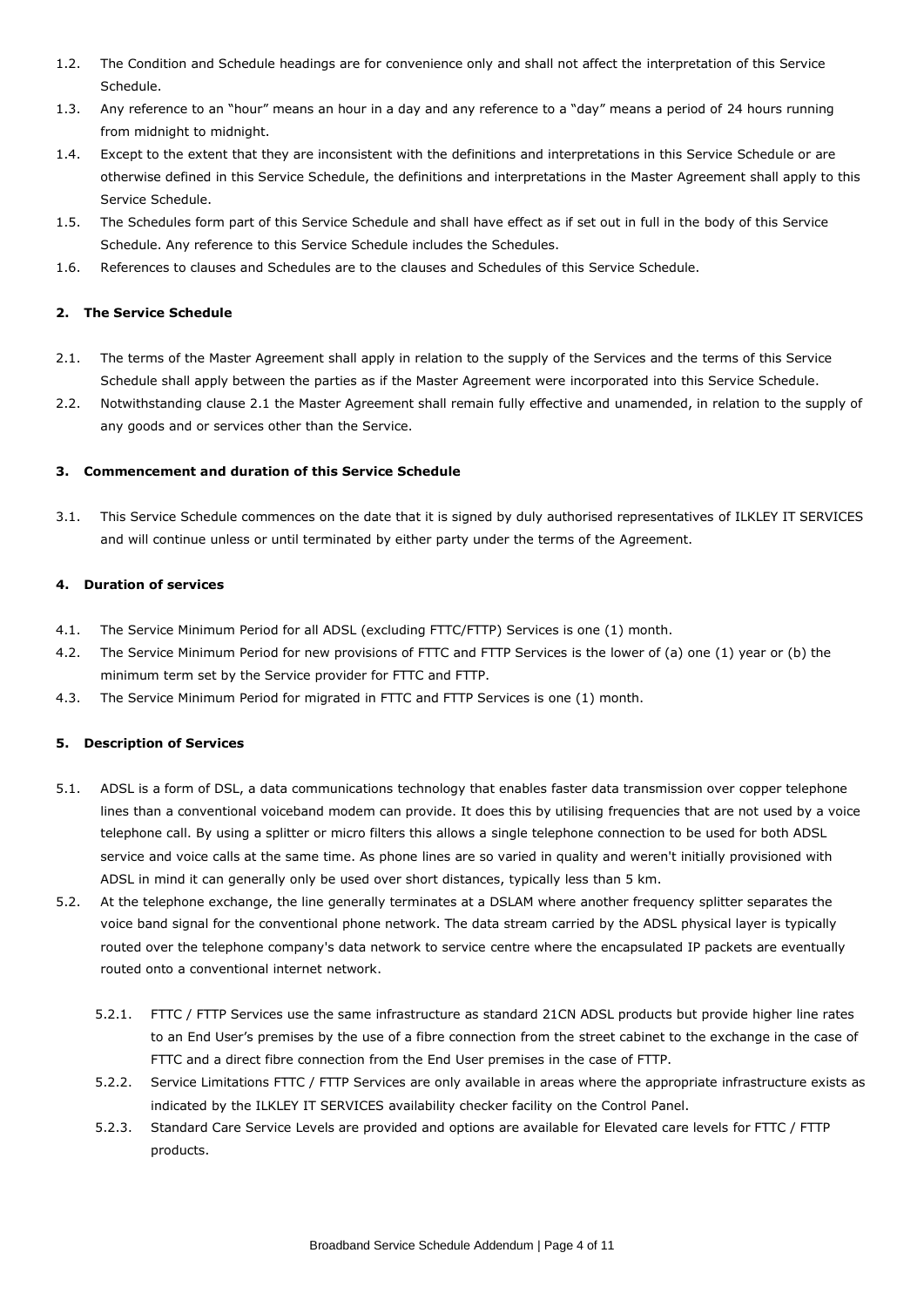1.2. The Condition and Schedule headings are for convenience only and shall not affect the interpretation of this Service Schedule.

1.3. Any reference to an "hour" means an hour in a day and any reference to a "day" means a period of 24 hours running from midnight to midnight.

1.4. Except to the extent that they are inconsistent with the definitions and interpretations in this Service Schedule or are otherwise defined in this Service Schedule, the definitions and interpretations in the Master Agreement shall apply to this Service Schedule.

1.5. The Schedules form part of this Service Schedule and shall have effect as if set out in full in the body of this Service Schedule. Any reference to this Service Schedule includes the Schedules.

1.6. References to clauses and Schedules are to the clauses and Schedules of this Service Schedule.

### 2. The Service Schedule

2.1. The terms of the Master Agreement shall apply in relation to the supply of the Services and the terms of this Service Schedule shall apply between the parties as if the Master Agreement were incorporated into this Service Schedule.

2.2. Notwithstanding clause 2.1 the Master Agreement shall remain fully effective and unamended, in relation to the supply of any goods and or services other than the Service.

### 3. Commencement and duration of this Service Schedule

3.1. This Service Schedule commences on the date that it is signed by duly authorised representatives of ILKLEY IT SERVICES and will continue unless or until terminated by either party under the terms of the Agreement.

### 4. Duration of services

4.1. The Service Minimum Period for all ADSL (excluding FTTC/FTTP) Services is one (1) month.

4.2. The Service Minimum Period for new provisions of FTTC and FTTP Services is the lower of (a) one (1) year or (b) the minimum term set by the Service provider for FTTC and FTTP.

4.3. The Service Minimum Period for migrated in FTTC and FTTP Services is one (1) month.

### 5. Description of Services

5.1. ADSL is a form of DSL, a data communications technology that enables faster data transmission over copper telephone lines than a conventional voiceband modem can provide. It does this by utilising frequencies that are not used by a voice telephone call. By using a splitter or micro filters this allows a single telephone connection to be used for both ADSL service and voice calls at the same time. As phone lines are so varied in quality and weren't initially provisioned with ADSL in mind it can generally only be used over short distances, typically less than 5 km.

5.2. At the telephone exchange, the line generally terminates at a DSLAM where another frequency splitter separates the voice band signal for the conventional phone network. The data stream carried by the ADSL physical layer is typically routed over the telephone company's data network to service centre where the encapsulated IP packets are eventually routed onto a conventional internet network.

5.2.1. FTTC / FTTP Services use the same infrastructure as standard 21CN ADSL products but provide higher line rates to an End User's premises by the use of a fibre connection from the street cabinet to the exchange in the case of FTTC and a direct fibre connection from the End User premises in the case of FTTP.

5.2.2. Service Limitations FTTC / FTTP Services are only available in areas where the appropriate infrastructure exists as indicated by the ILKLEY IT SERVICES availability checker facility on the Control Panel.

5.2.3. Standard Care Service Levels are provided and options are available for Elevated care levels for FTTC / FTTP products.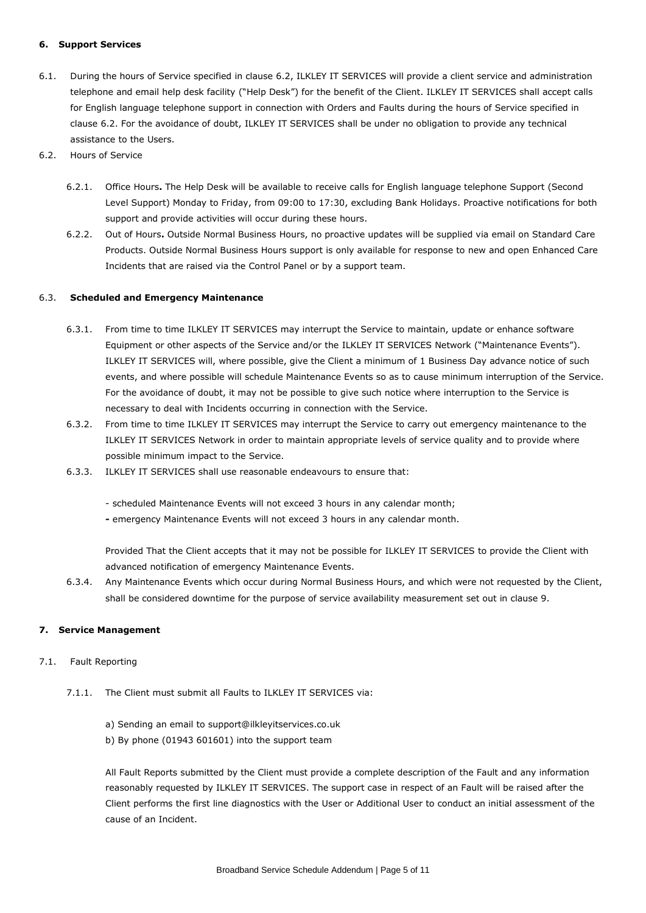## 6. Support Services

6.1. During the hours of Service specified in clause 6.2, ILKLEY IT SERVICES will provide a client service and administration telephone and email help desk facility ("Help Desk") for the benefit of the Client. ILKLEY IT SERVICES shall accept calls for English language telephone support in connection with Orders and Faults during the hours of Service specified in clause 6.2. For the avoidance of doubt, ILKLEY IT SERVICES shall be under no obligation to provide any technical assistance to the Users.

6.2. Hours of Service

6.2.1. Office Hours**.** The Help Desk will be available to receive calls for English language telephone Support (Second Level Support) Monday to Friday, from 09:00 to 17:30, excluding Bank Holidays. Proactive notifications for both support and provide activities will occur during these hours.

6.2.2. Out of Hours**.** Outside Normal Business Hours, no proactive updates will be supplied via email on Standard Care Products. Outside Normal Business Hours support is only available for response to new and open Enhanced Care Incidents that are raised via the Control Panel or by a support team.

6.3. **Scheduled and Emergency Maintenance**

6.3.1. From time to time ILKLEY IT SERVICES may interrupt the Service to maintain, update or enhance software Equipment or other aspects of the Service and/or the ILKLEY IT SERVICES Network ("Maintenance Events"). ILKLEY IT SERVICES will, where possible, give the Client a minimum of 1 Business Day advance notice of such events, and where possible will schedule Maintenance Events so as to cause minimum interruption of the Service. For the avoidance of doubt, it may not be possible to give such notice where interruption to the Service is necessary to deal with Incidents occurring in connection with the Service.

6.3.2. From time to time ILKLEY IT SERVICES may interrupt the Service to carry out emergency maintenance to the ILKLEY IT SERVICES Network in order to maintain appropriate levels of service quality and to provide where possible minimum impact to the Service.

6.3.3. ILKLEY IT SERVICES shall use reasonable endeavours to ensure that:

- scheduled Maintenance Events will not exceed 3 hours in any calendar month;
- emergency Maintenance Events will not exceed 3 hours in any calendar month.

Provided That the Client accepts that it may not be possible for ILKLEY IT SERVICES to provide the Client with advanced notification of emergency Maintenance Events.

6.3.4. Any Maintenance Events which occur during Normal Business Hours, and which were not requested by the Client, shall be considered downtime for the purpose of service availability measurement set out in clause 9.

## 7. Service Management

7.1. Fault Reporting

7.1.1. The Client must submit all Faults to ILKLEY IT SERVICES via:

a) Sending an email to support@ilkleyitservices.co.uk

b) By phone (01943 601601) into the support team

All Fault Reports submitted by the Client must provide a complete description of the Fault and any information reasonably requested by ILKLEY IT SERVICES. The support case in respect of an Fault will be raised after the Client performs the first line diagnostics with the User or Additional User to conduct an initial assessment of the cause of an Incident.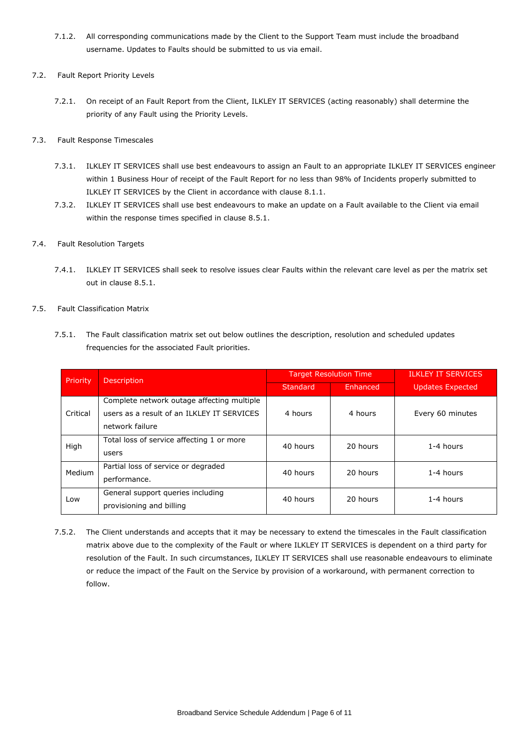7.1.2. All corresponding communications made by the Client to the Support Team must include the broadband username. Updates to Faults should be submitted to us via email.

7.2. Fault Report Priority Levels

7.2.1. On receipt of an Fault Report from the Client, ILKLEY IT SERVICES (acting reasonably) shall determine the priority of any Fault using the Priority Levels.

7.3. Fault Response Timescales

7.3.1. ILKLEY IT SERVICES shall use best endeavours to assign an Fault to an appropriate ILKLEY IT SERVICES engineer within 1 Business Hour of receipt of the Fault Report for no less than 98% of Incidents properly submitted to ILKLEY IT SERVICES by the Client in accordance with clause 8.1.1.

7.3.2. ILKLEY IT SERVICES shall use best endeavours to make an update on a Fault available to the Client via email within the response times specified in clause 8.5.1.

7.4. Fault Resolution Targets

7.4.1. ILKLEY IT SERVICES shall seek to resolve issues clear Faults within the relevant care level as per the matrix set out in clause 8.5.1.

7.5. Fault Classification Matrix

7.5.1. The Fault classification matrix set out below outlines the description, resolution and scheduled updates frequencies for the associated Fault priorities.

| Priority | Description | Target Resolution Time | | ILKLEY IT SERVICES Updates Expected |
|---|---|---|---|---|
| | | Standard | Enhanced | |
| Critical | Complete network outage affecting multiple users as a result of an ILKLEY IT SERVICES network failure | 4 hours | 4 hours | Every 60 minutes |
| High | Total loss of service affecting 1 or more users | 40 hours | 20 hours | 1-4 hours |
| Medium | Partial loss of service or degraded performance. | 40 hours | 20 hours | 1-4 hours |
| Low | General support queries including provisioning and billing | 40 hours | 20 hours | 1-4 hours |

7.5.2. The Client understands and accepts that it may be necessary to extend the timescales in the Fault classification matrix above due to the complexity of the Fault or where ILKLEY IT SERVICES is dependent on a third party for resolution of the Fault. In such circumstances, ILKLEY IT SERVICES shall use reasonable endeavours to eliminate or reduce the impact of the Fault on the Service by provision of a workaround, with permanent correction to follow.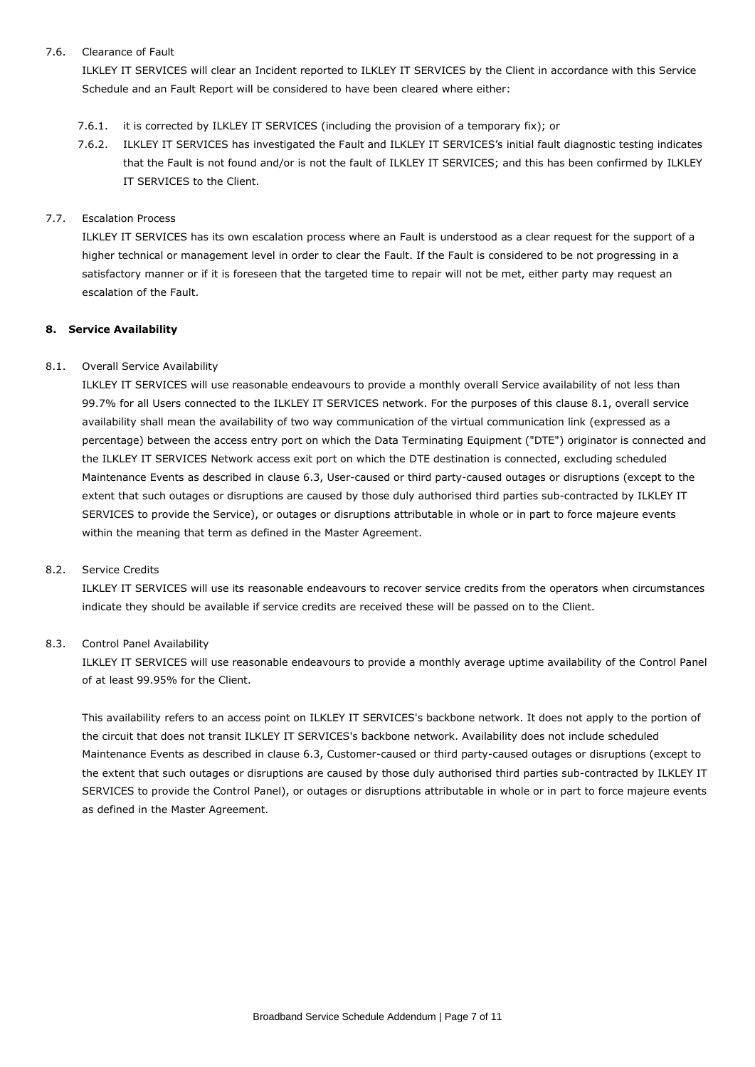7.6. Clearance of Fault

ILKLEY IT SERVICES will clear an Incident reported to ILKLEY IT SERVICES by the Client in accordance with this Service Schedule and an Fault Report will be considered to have been cleared where either:

7.6.1. it is corrected by ILKLEY IT SERVICES (including the provision of a temporary fix); or

7.6.2. ILKLEY IT SERVICES has investigated the Fault and ILKLEY IT SERVICES's initial fault diagnostic testing indicates that the Fault is not found and/or is not the fault of ILKLEY IT SERVICES; and this has been confirmed by ILKLEY IT SERVICES to the Client.

7.7. Escalation Process

ILKLEY IT SERVICES has its own escalation process where an Fault is understood as a clear request for the support of a higher technical or management level in order to clear the Fault. If the Fault is considered to be not progressing in a satisfactory manner or if it is foreseen that the targeted time to repair will not be met, either party may request an escalation of the Fault.

## 8. Service Availability

8.1. Overall Service Availability

ILKLEY IT SERVICES will use reasonable endeavours to provide a monthly overall Service availability of not less than 99.7% for all Users connected to the ILKLEY IT SERVICES network. For the purposes of this clause 8.1, overall service availability shall mean the availability of two way communication of the virtual communication link (expressed as a percentage) between the access entry port on which the Data Terminating Equipment ("DTE") originator is connected and the ILKLEY IT SERVICES Network access exit port on which the DTE destination is connected, excluding scheduled Maintenance Events as described in clause 6.3, User-caused or third party-caused outages or disruptions (except to the extent that such outages or disruptions are caused by those duly authorised third parties sub-contracted by ILKLEY IT SERVICES to provide the Service), or outages or disruptions attributable in whole or in part to force majeure events within the meaning that term as defined in the Master Agreement.

8.2. Service Credits

ILKLEY IT SERVICES will use its reasonable endeavours to recover service credits from the operators when circumstances indicate they should be available if service credits are received these will be passed on to the Client.

8.3. Control Panel Availability

ILKLEY IT SERVICES will use reasonable endeavours to provide a monthly average uptime availability of the Control Panel of at least 99.95% for the Client.

This availability refers to an access point on ILKLEY IT SERVICES's backbone network. It does not apply to the portion of the circuit that does not transit ILKLEY IT SERVICES's backbone network. Availability does not include scheduled Maintenance Events as described in clause 6.3, Customer-caused or third party-caused outages or disruptions (except to the extent that such outages or disruptions are caused by those duly authorised third parties sub-contracted by ILKLEY IT SERVICES to provide the Control Panel), or outages or disruptions attributable in whole or in part to force majeure events as defined in the Master Agreement.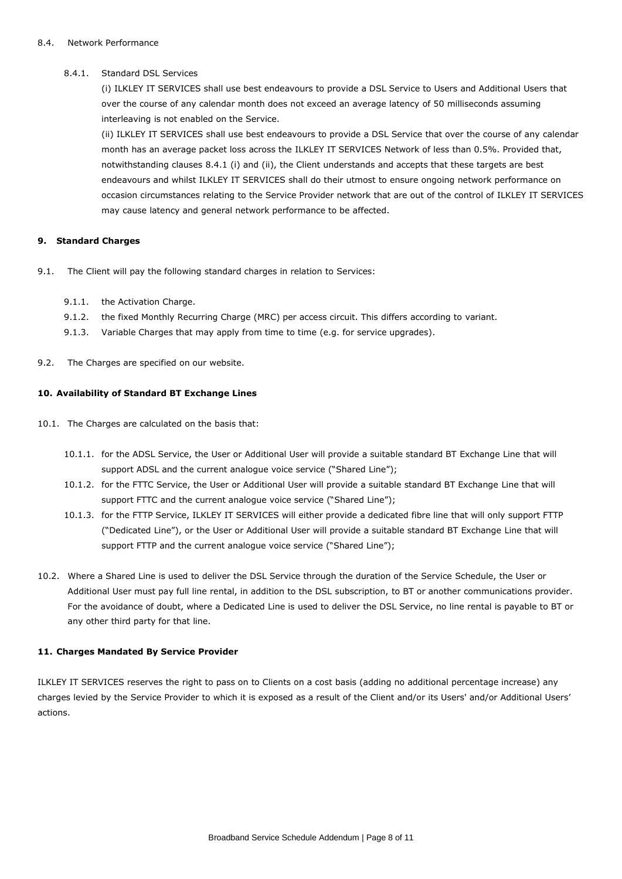8.4. Network Performance

8.4.1. Standard DSL Services

(i) ILKLEY IT SERVICES shall use best endeavours to provide a DSL Service to Users and Additional Users that over the course of any calendar month does not exceed an average latency of 50 milliseconds assuming interleaving is not enabled on the Service.

(ii) ILKLEY IT SERVICES shall use best endeavours to provide a DSL Service that over the course of any calendar month has an average packet loss across the ILKLEY IT SERVICES Network of less than 0.5%. Provided that, notwithstanding clauses 8.4.1 (i) and (ii), the Client understands and accepts that these targets are best endeavours and whilst ILKLEY IT SERVICES shall do their utmost to ensure ongoing network performance on occasion circumstances relating to the Service Provider network that are out of the control of ILKLEY IT SERVICES may cause latency and general network performance to be affected.

## 9. Standard Charges

9.1. The Client will pay the following standard charges in relation to Services:

9.1.1. the Activation Charge.

9.1.2. the fixed Monthly Recurring Charge (MRC) per access circuit. This differs according to variant.

9.1.3. Variable Charges that may apply from time to time (e.g. for service upgrades).

9.2. The Charges are specified on our website.

## 10. Availability of Standard BT Exchange Lines

10.1. The Charges are calculated on the basis that:

10.1.1. for the ADSL Service, the User or Additional User will provide a suitable standard BT Exchange Line that will support ADSL and the current analogue voice service ("Shared Line");

10.1.2. for the FTTC Service, the User or Additional User will provide a suitable standard BT Exchange Line that will support FTTC and the current analogue voice service ("Shared Line");

10.1.3. for the FTTP Service, ILKLEY IT SERVICES will either provide a dedicated fibre line that will only support FTTP ("Dedicated Line"), or the User or Additional User will provide a suitable standard BT Exchange Line that will support FTTP and the current analogue voice service ("Shared Line");

10.2. Where a Shared Line is used to deliver the DSL Service through the duration of the Service Schedule, the User or Additional User must pay full line rental, in addition to the DSL subscription, to BT or another communications provider. For the avoidance of doubt, where a Dedicated Line is used to deliver the DSL Service, no line rental is payable to BT or any other third party for that line.

## 11. Charges Mandated By Service Provider

ILKLEY IT SERVICES reserves the right to pass on to Clients on a cost basis (adding no additional percentage increase) any charges levied by the Service Provider to which it is exposed as a result of the Client and/or its Users' and/or Additional Users' actions.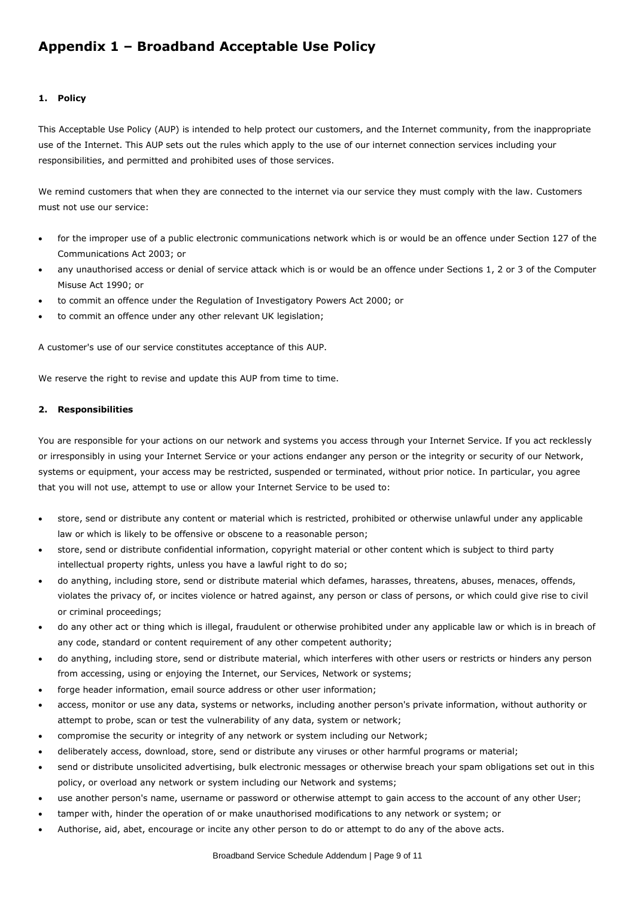# Appendix 1 – Broadband Acceptable Use Policy

## 1. Policy

This Acceptable Use Policy (AUP) is intended to help protect our customers, and the Internet community, from the inappropriate use of the Internet. This AUP sets out the rules which apply to the use of our internet connection services including your responsibilities, and permitted and prohibited uses of those services.

We remind customers that when they are connected to the internet via our service they must comply with the law. Customers must not use our service:

- for the improper use of a public electronic communications network which is or would be an offence under Section 127 of the Communications Act 2003; or
- any unauthorised access or denial of service attack which is or would be an offence under Sections 1, 2 or 3 of the Computer Misuse Act 1990; or
- to commit an offence under the Regulation of Investigatory Powers Act 2000; or
- to commit an offence under any other relevant UK legislation;

A customer's use of our service constitutes acceptance of this AUP.

We reserve the right to revise and update this AUP from time to time.

## 2. Responsibilities

You are responsible for your actions on our network and systems you access through your Internet Service. If you act recklessly or irresponsibly in using your Internet Service or your actions endanger any person or the integrity or security of our Network, systems or equipment, your access may be restricted, suspended or terminated, without prior notice. In particular, you agree that you will not use, attempt to use or allow your Internet Service to be used to:

- store, send or distribute any content or material which is restricted, prohibited or otherwise unlawful under any applicable law or which is likely to be offensive or obscene to a reasonable person;
- store, send or distribute confidential information, copyright material or other content which is subject to third party intellectual property rights, unless you have a lawful right to do so;
- do anything, including store, send or distribute material which defames, harasses, threatens, abuses, menaces, offends, violates the privacy of, or incites violence or hatred against, any person or class of persons, or which could give rise to civil or criminal proceedings;
- do any other act or thing which is illegal, fraudulent or otherwise prohibited under any applicable law or which is in breach of any code, standard or content requirement of any other competent authority;
- do anything, including store, send or distribute material, which interferes with other users or restricts or hinders any person from accessing, using or enjoying the Internet, our Services, Network or systems;
- forge header information, email source address or other user information;
- access, monitor or use any data, systems or networks, including another person's private information, without authority or attempt to probe, scan or test the vulnerability of any data, system or network;
- compromise the security or integrity of any network or system including our Network;
- deliberately access, download, store, send or distribute any viruses or other harmful programs or material;
- send or distribute unsolicited advertising, bulk electronic messages or otherwise breach your spam obligations set out in this policy, or overload any network or system including our Network and systems;
- use another person's name, username or password or otherwise attempt to gain access to the account of any other User;
- tamper with, hinder the operation of or make unauthorised modifications to any network or system; or
- Authorise, aid, abet, encourage or incite any other person to do or attempt to do any of the above acts.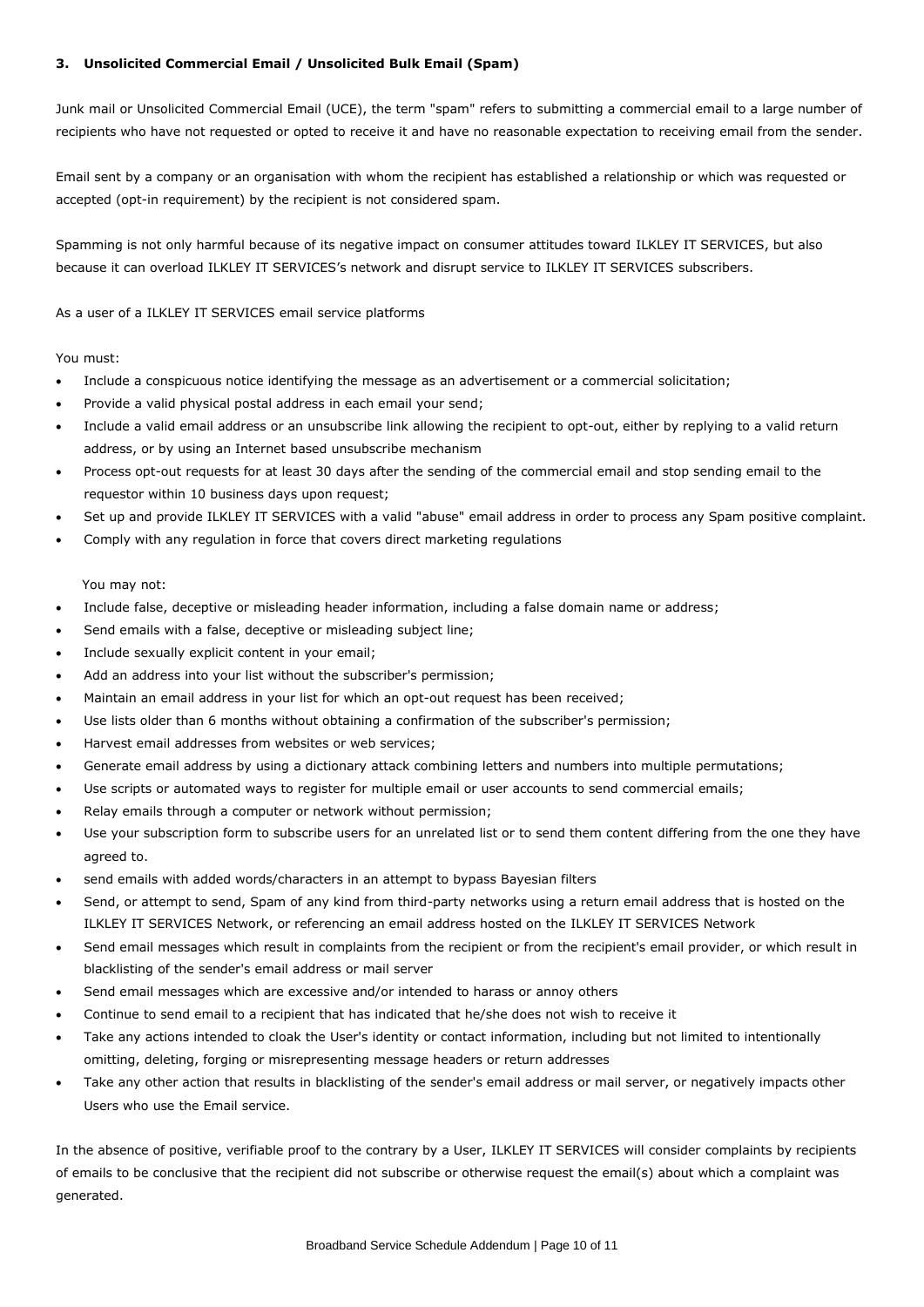### 3. Unsolicited Commercial Email / Unsolicited Bulk Email (Spam)

Junk mail or Unsolicited Commercial Email (UCE), the term "spam" refers to submitting a commercial email to a large number of recipients who have not requested or opted to receive it and have no reasonable expectation to receiving email from the sender.

Email sent by a company or an organisation with whom the recipient has established a relationship or which was requested or accepted (opt-in requirement) by the recipient is not considered spam.

Spamming is not only harmful because of its negative impact on consumer attitudes toward ILKLEY IT SERVICES, but also because it can overload ILKLEY IT SERVICES's network and disrupt service to ILKLEY IT SERVICES subscribers.

As a user of a ILKLEY IT SERVICES email service platforms

You must:

- Include a conspicuous notice identifying the message as an advertisement or a commercial solicitation;
- Provide a valid physical postal address in each email your send;
- Include a valid email address or an unsubscribe link allowing the recipient to opt-out, either by replying to a valid return address, or by using an Internet based unsubscribe mechanism
- Process opt-out requests for at least 30 days after the sending of the commercial email and stop sending email to the requestor within 10 business days upon request;
- Set up and provide ILKLEY IT SERVICES with a valid "abuse" email address in order to process any Spam positive complaint.
- Comply with any regulation in force that covers direct marketing regulations

You may not:

- Include false, deceptive or misleading header information, including a false domain name or address;
- Send emails with a false, deceptive or misleading subject line;
- Include sexually explicit content in your email;
- Add an address into your list without the subscriber's permission;
- Maintain an email address in your list for which an opt-out request has been received;
- Use lists older than 6 months without obtaining a confirmation of the subscriber's permission;
- Harvest email addresses from websites or web services;
- Generate email address by using a dictionary attack combining letters and numbers into multiple permutations;
- Use scripts or automated ways to register for multiple email or user accounts to send commercial emails;
- Relay emails through a computer or network without permission;
- Use your subscription form to subscribe users for an unrelated list or to send them content differing from the one they have agreed to.
- send emails with added words/characters in an attempt to bypass Bayesian filters
- Send, or attempt to send, Spam of any kind from third-party networks using a return email address that is hosted on the ILKLEY IT SERVICES Network, or referencing an email address hosted on the ILKLEY IT SERVICES Network
- Send email messages which result in complaints from the recipient or from the recipient's email provider, or which result in blacklisting of the sender's email address or mail server
- Send email messages which are excessive and/or intended to harass or annoy others
- Continue to send email to a recipient that has indicated that he/she does not wish to receive it
- Take any actions intended to cloak the User's identity or contact information, including but not limited to intentionally omitting, deleting, forging or misrepresenting message headers or return addresses
- Take any other action that results in blacklisting of the sender's email address or mail server, or negatively impacts other Users who use the Email service.

In the absence of positive, verifiable proof to the contrary by a User, ILKLEY IT SERVICES will consider complaints by recipients of emails to be conclusive that the recipient did not subscribe or otherwise request the email(s) about which a complaint was generated.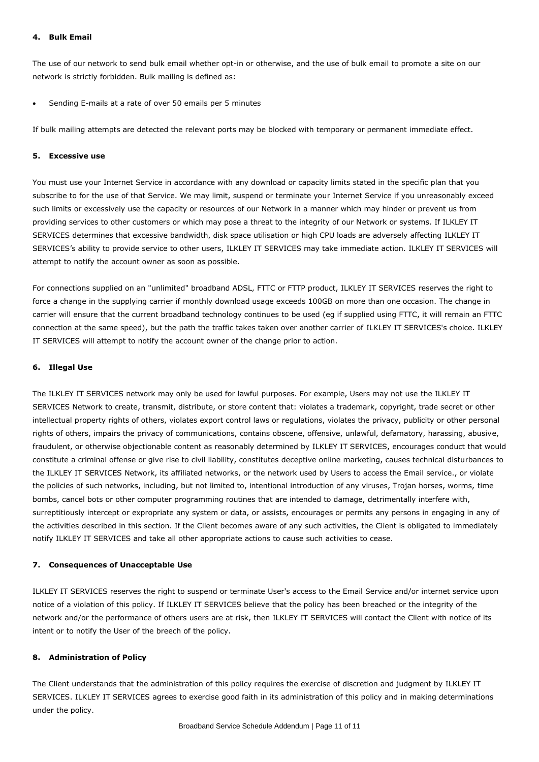#### 4. Bulk Email

The use of our network to send bulk email whether opt-in or otherwise, and the use of bulk email to promote a site on our network is strictly forbidden. Bulk mailing is defined as:

- Sending E-mails at a rate of over 50 emails per 5 minutes

If bulk mailing attempts are detected the relevant ports may be blocked with temporary or permanent immediate effect.

#### 5. Excessive use

You must use your Internet Service in accordance with any download or capacity limits stated in the specific plan that you subscribe to for the use of that Service. We may limit, suspend or terminate your Internet Service if you unreasonably exceed such limits or excessively use the capacity or resources of our Network in a manner which may hinder or prevent us from providing services to other customers or which may pose a threat to the integrity of our Network or systems. If ILKLEY IT SERVICES determines that excessive bandwidth, disk space utilisation or high CPU loads are adversely affecting ILKLEY IT SERVICES's ability to provide service to other users, ILKLEY IT SERVICES may take immediate action. ILKLEY IT SERVICES will attempt to notify the account owner as soon as possible.

For connections supplied on an "unlimited" broadband ADSL, FTTC or FTTP product, ILKLEY IT SERVICES reserves the right to force a change in the supplying carrier if monthly download usage exceeds 100GB on more than one occasion. The change in carrier will ensure that the current broadband technology continues to be used (eg if supplied using FTTC, it will remain an FTTC connection at the same speed), but the path the traffic takes taken over another carrier of ILKLEY IT SERVICES's choice. ILKLEY IT SERVICES will attempt to notify the account owner of the change prior to action.

#### 6. Illegal Use

The ILKLEY IT SERVICES network may only be used for lawful purposes. For example, Users may not use the ILKLEY IT SERVICES Network to create, transmit, distribute, or store content that: violates a trademark, copyright, trade secret or other intellectual property rights of others, violates export control laws or regulations, violates the privacy, publicity or other personal rights of others, impairs the privacy of communications, contains obscene, offensive, unlawful, defamatory, harassing, abusive, fraudulent, or otherwise objectionable content as reasonably determined by ILKLEY IT SERVICES, encourages conduct that would constitute a criminal offense or give rise to civil liability, constitutes deceptive online marketing, causes technical disturbances to the ILKLEY IT SERVICES Network, its affiliated networks, or the network used by Users to access the Email service., or violate the policies of such networks, including, but not limited to, intentional introduction of any viruses, Trojan horses, worms, time bombs, cancel bots or other computer programming routines that are intended to damage, detrimentally interfere with, surreptitiously intercept or expropriate any system or data, or assists, encourages or permits any persons in engaging in any of the activities described in this section. If the Client becomes aware of any such activities, the Client is obligated to immediately notify ILKLEY IT SERVICES and take all other appropriate actions to cause such activities to cease.

#### 7. Consequences of Unacceptable Use

ILKLEY IT SERVICES reserves the right to suspend or terminate User's access to the Email Service and/or internet service upon notice of a violation of this policy. If ILKLEY IT SERVICES believe that the policy has been breached or the integrity of the network and/or the performance of others users are at risk, then ILKLEY IT SERVICES will contact the Client with notice of its intent or to notify the User of the breech of the policy.

#### 8. Administration of Policy

The Client understands that the administration of this policy requires the exercise of discretion and judgment by ILKLEY IT SERVICES. ILKLEY IT SERVICES agrees to exercise good faith in its administration of this policy and in making determinations under the policy.